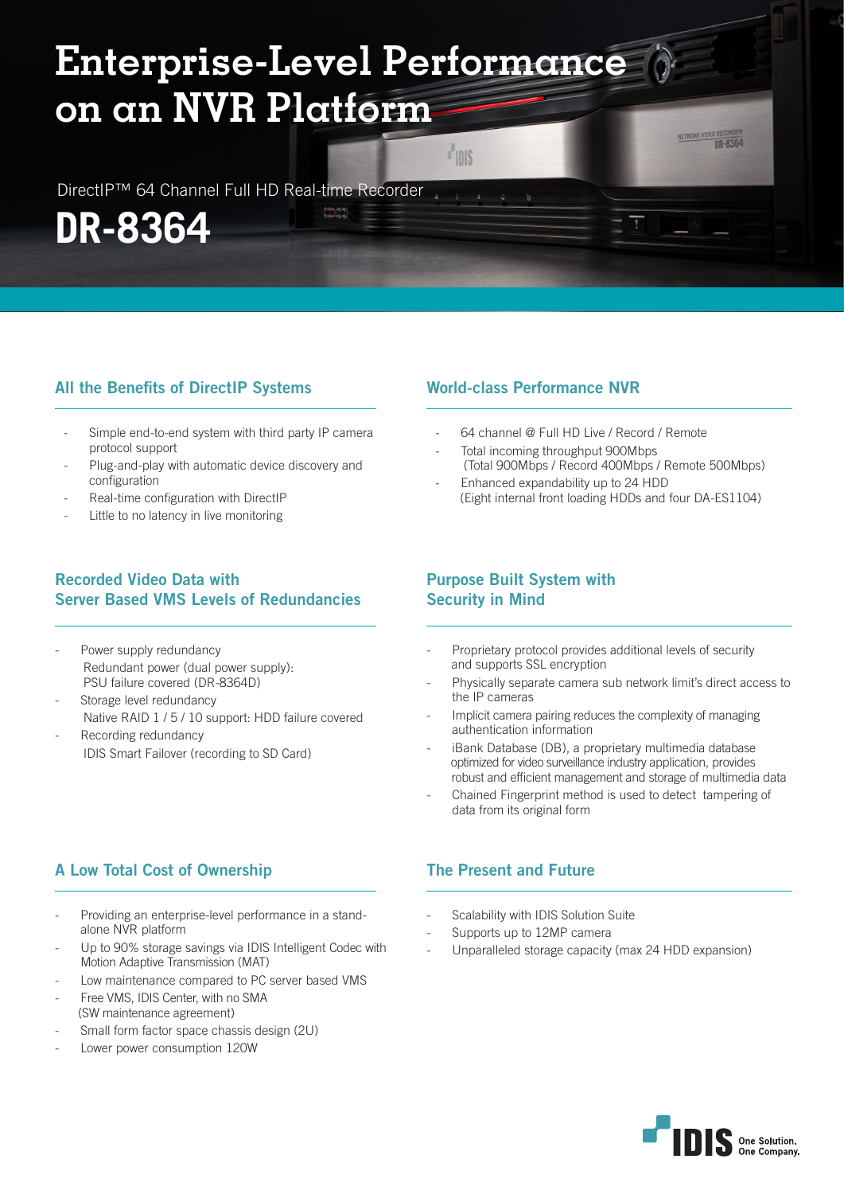# Enterprise-Level Performance on an NVR Platform

DirectIP™ 64 Channel Full HD Real-time Recorder

# DR-8364

## All the Benefits of DirectIP Systems

- Simple end-to-end system with third party IP camera protocol support
- Plug-and-play with automatic device discovery and configuration
- Real-time configuration with DirectIP
- Little to no latency in live monitoring

## World-class Performance NVR

- 64 channel @ Full HD Live / Record / Remote
- Total incoming throughput 900Mbps
  (Total 900Mbps / Record 400Mbps / Remote 500Mbps)
- Enhanced expandability up to 24 HDD
  (Eight internal front loading HDDs and four DA-ES1104)

## Recorded Video Data with Server Based VMS Levels of Redundancies

- Power supply redundancy
  Redundant power (dual power supply): PSU failure covered (DR-8364D)
- Storage level redundancy
  Native RAID 1 / 5 / 10 support: HDD failure covered
- Recording redundancy
  IDIS Smart Failover (recording to SD Card)

## Purpose Built System with Security in Mind

- Proprietary protocol provides additional levels of security and supports SSL encryption
- Physically separate camera sub network limit's direct access to the IP cameras
- Implicit camera pairing reduces the complexity of managing authentication information
- iBank Database (DB), a proprietary multimedia database optimized for video surveillance industry application, provides robust and efficient management and storage of multimedia data
- Chained Fingerprint method is used to detect tampering of data from its original form

## A Low Total Cost of Ownership

- Providing an enterprise-level performance in a stand-alone NVR platform
- Up to 90% storage savings via IDIS Intelligent Codec with Motion Adaptive Transmission (MAT)
- Low maintenance compared to PC server based VMS
- Free VMS, IDIS Center, with no SMA
  (SW maintenance agreement)
- Small form factor space chassis design (2U)
- Lower power consumption 120W

## The Present and Future

- Scalability with IDIS Solution Suite
- Supports up to 12MP camera
- Unparalleled storage capacity (max 24 HDD expansion)

IDIS One Solution. One Company.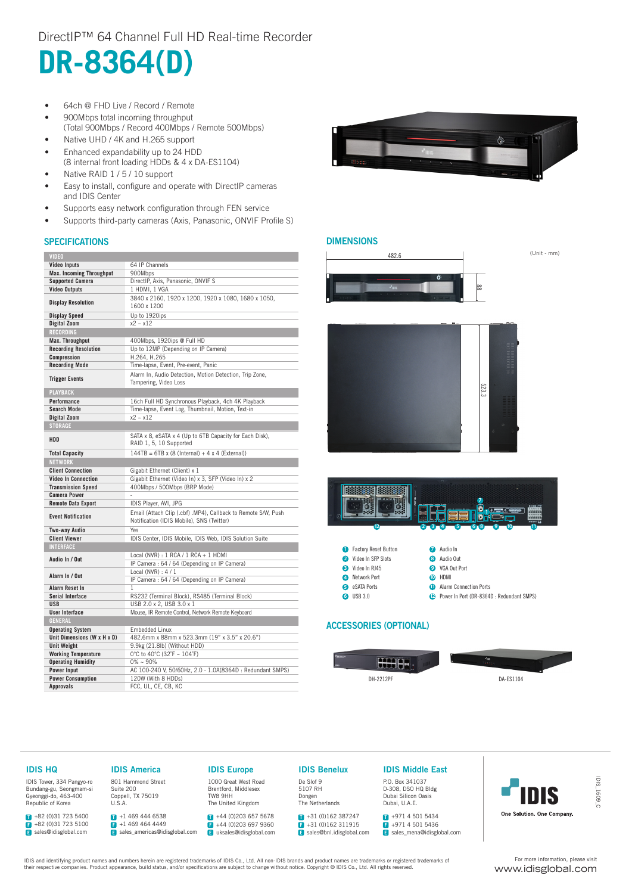DirectIP™ 64 Channel Full HD Real-time Recorder

# DR-8364(D)

- 64ch @ FHD Live / Record / Remote
- 900Mbps total incoming throughput (Total 900Mbps / Record 400Mbps / Remote 500Mbps)
- Native UHD / 4K and H.265 support
- Enhanced expandability up to 24 HDD (8 internal front loading HDDs & 4 x DA-ES1104)
- Native RAID 1 / 5 / 10 support
- Easy to install, configure and operate with DirectIP cameras and IDIS Center
- Supports easy network configuration through FEN service
- Supports third-party cameras (Axis, Panasonic, ONVIF Profile S)

## SPECIFICATIONS

| | |
|---|---|
| **VIDEO** | |
| Video Inputs | 64 IP Channels |
| Max. Incoming Throughput | 900Mbps |
| Supported Camera | DirectIP, Axis, Panasonic, ONVIF S |
| Video Outputs | 1 HDMI, 1 VGA |
| Display Resolution | 3840 x 2160, 1920 x 1200, 1920 x 1080, 1680 x 1050, 1600 x 1200 |
| Display Speed | Up to 1920ips |
| Digital Zoom | x2 ~ x12 |
| **RECORDING** | |
| Max. Throughput | 400Mbps, 1920ips @ Full HD |
| Recording Resolution | Up to 12MP (Depending on IP Camera) |
| Compression | H.264, H.265 |
| Recording Mode | Time-lapse, Event, Pre-event, Panic |
| Trigger Events | Alarm In, Audio Detection, Motion Detection, Trip Zone, Tampering, Video Loss |
| **PLAYBACK** | |
| Performance | 16ch Full HD Synchronous Playback, 4ch 4K Playback |
| Search Mode | Time-lapse, Event Log, Thumbnail, Motion, Text-in |
| Digital Zoom | x2 ~ x12 |
| **STORAGE** | |
| HDD | SATA x 8, eSATA x 4 (Up to 6TB Capacity for Each Disk), RAID 1, 5, 10 Supported |
| Total Capacity | 144TB = 6TB x (8 (Internal) + 4 x 4 (External)) |
| **NETWORK** | |
| Client Connection | Gigabit Ethernet (Client) x 1 |
| Video In Connection | Gigabit Ethernet (Video In) x 3, SFP (Video In) x 2 |
| Transmission Speed | 400Mbps / 500Mbps (BRP Mode) |
| Camera Power | - |
| Remote Data Export | IDIS Player, AVI, JPG |
| Event Notification | Email (Attach Clip (.cbf) .MP4), Callback to Remote S/W, Push Notification (IDIS Mobile), SNS (Twitter) |
| Two-way Audio | Yes |
| Client Viewer | IDIS Center, IDIS Mobile, IDIS Web, IDIS Solution Suite |
| **INTERFACE** | |
| Audio In / Out | Local (NVR) : 1 RCA / 1 RCA + 1 HDMI<br>IP Camera : 64 / 64 (Depending on IP Camera) |
| Alarm In / Out | Local (NVR) : 4 / 1<br>IP Camera : 64 / 64 (Depending on IP Camera) |
| Alarm Reset In | 1 |
| Serial Interface | RS232 (Terminal Block), RS485 (Terminal Block) |
| USB | USB 2.0 x 2, USB 3.0 x 1 |
| User Interface | Mouse, IR Remote Control, Network Remote Keyboard |
| **GENERAL** | |
| Operating System | Embedded Linux |
| Unit Dimensions (W x H x D) | 482.6mm x 88mm x 523.3mm (19" x 3.5" x 20.6") |
| Unit Weight | 9.9kg (21.8lb) (Without HDD) |
| Working Temperature | 0°C to 40°C (32°F ~ 104°F) |
| Operating Humidity | 0% ~ 90% |
| Power Input | AC 100-240 V, 50/60Hz, 2.0 - 1.0A(8364D : Redundant SMPS) |
| Power Consumption | 120W (With 8 HDDs) |
| Approvals | FCC, UL, CE, CB, KC |

## DIMENSIONS

(Unit - mm)

482.6

88

523.3

1. Factory Reset Button
2. Video In SFP Slots
3. Video In RJ45
4. Network Port
5. eSATA Ports
6. USB 3.0
7. Audio In
8. Audio Out
9. VGA Out Port
10. HDMI
11. Alarm Connection Ports
12. Power In Port (DR-8364D : Redundant SMPS)

## ACCESSORIES (OPTIONAL)

DH-2212PF

DA-ES1104

---

**IDIS HQ**
IDIS Tower, 334 Pangyo-ro
Bundang-gu, Seongnam-si
Gyeonggi-do, 463-400
Republic of Korea
T +82 (0)31 723 5400
F +82 (0)31 723 5100
E sales@idisglobal.com

**IDIS America**
801 Hammond Street
Suite 200
Coppell, TX 75019
U.S.A.
T +1 469 444 6538
F +1 469 464 4449
E sales_americas@idisglobal.com

**IDIS Europe**
1000 Great West Road
Brentford, Middlesex
TW8 9HH
The United Kingdom
T +44 (0)203 657 5678
F +44 (0)203 697 9360
E uksales@idisglobal.com

**IDIS Benelux**
De Slof 9
5107 RH
Dongen
The Netherlands
T +31 (0)162 387247
F +31 (0)162 311915
E sales@bnl.idisglobal.com

**IDIS Middle East**
P.O. Box 341037
D-308, DSO HQ Bldg
Dubai Silicon Oasis
Dubai, U.A.E.
T +971 4 501 5434
F +971 4 501 5436
E sales_mena@idisglobal.com

IDIS
One Solution. One Company.

IDIS_1609_C

IDIS and identifying product names and numbers herein are registered trademarks of IDIS Co., Ltd. All non-IDIS brands and product names are trademarks or registered trademarks of their respective companies. Product appearance, build status, and/or specifications are subject to change without notice. Copyright © IDIS Co., Ltd. All rights reserved.

For more information, please visit www.idisglobal.com